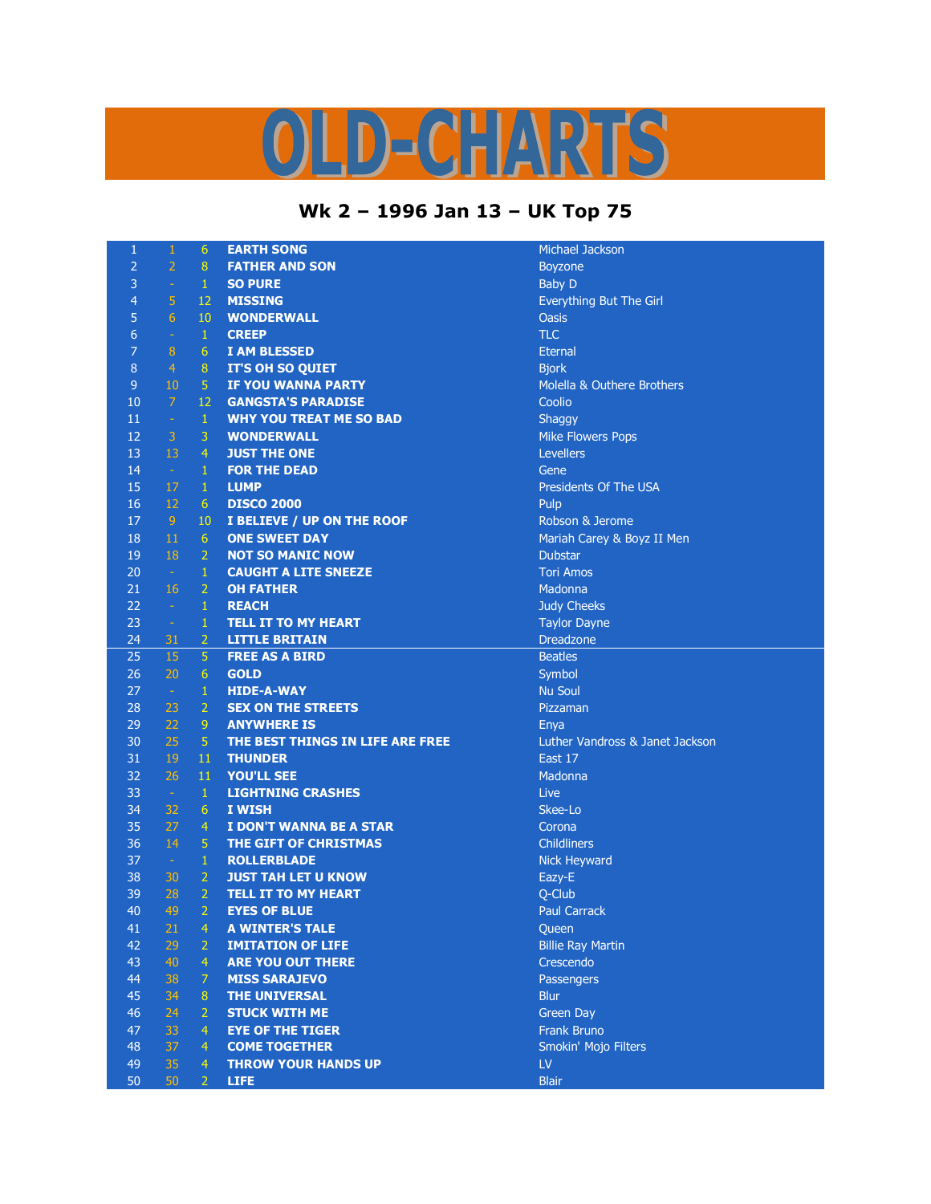# OLD-CHARTS

## Wk 2 – 1996 Jan 13 – UK Top 75

| | | | | |
|---|---|---|---|---|
| 1 | 1 | 6 | EARTH SONG | Michael Jackson |
| 2 | 2 | 8 | FATHER AND SON | Boyzone |
| 3 | - | 1 | SO PURE | Baby D |
| 4 | 5 | 12 | MISSING | Everything But The Girl |
| 5 | 6 | 10 | WONDERWALL | Oasis |
| 6 | - | 1 | CREEP | TLC |
| 7 | 8 | 6 | I AM BLESSED | Eternal |
| 8 | 4 | 8 | IT'S OH SO QUIET | Bjork |
| 9 | 10 | 5 | IF YOU WANNA PARTY | Molella & Outhere Brothers |
| 10 | 7 | 12 | GANGSTA'S PARADISE | Coolio |
| 11 | - | 1 | WHY YOU TREAT ME SO BAD | Shaggy |
| 12 | 3 | 3 | WONDERWALL | Mike Flowers Pops |
| 13 | 13 | 4 | JUST THE ONE | Levellers |
| 14 | - | 1 | FOR THE DEAD | Gene |
| 15 | 17 | 1 | LUMP | Presidents Of The USA |
| 16 | 12 | 6 | DISCO 2000 | Pulp |
| 17 | 9 | 10 | I BELIEVE / UP ON THE ROOF | Robson & Jerome |
| 18 | 11 | 6 | ONE SWEET DAY | Mariah Carey & Boyz II Men |
| 19 | 18 | 2 | NOT SO MANIC NOW | Dubstar |
| 20 | - | 1 | CAUGHT A LITE SNEEZE | Tori Amos |
| 21 | 16 | 2 | OH FATHER | Madonna |
| 22 | - | 1 | REACH | Judy Cheeks |
| 23 | - | 1 | TELL IT TO MY HEART | Taylor Dayne |
| 24 | 31 | 2 | LITTLE BRITAIN | Dreadzone |
| 25 | 15 | 5 | FREE AS A BIRD | Beatles |
| 26 | 20 | 6 | GOLD | Symbol |
| 27 | - | 1 | HIDE-A-WAY | Nu Soul |
| 28 | 23 | 2 | SEX ON THE STREETS | Pizzaman |
| 29 | 22 | 9 | ANYWHERE IS | Enya |
| 30 | 25 | 5 | THE BEST THINGS IN LIFE ARE FREE | Luther Vandross & Janet Jackson |
| 31 | 19 | 11 | THUNDER | East 17 |
| 32 | 26 | 11 | YOU'LL SEE | Madonna |
| 33 | - | 1 | LIGHTNING CRASHES | Live |
| 34 | 32 | 6 | I WISH | Skee-Lo |
| 35 | 27 | 4 | I DON'T WANNA BE A STAR | Corona |
| 36 | 14 | 5 | THE GIFT OF CHRISTMAS | Childliners |
| 37 | - | 1 | ROLLERBLADE | Nick Heyward |
| 38 | 30 | 2 | JUST TAH LET U KNOW | Eazy-E |
| 39 | 28 | 2 | TELL IT TO MY HEART | Q-Club |
| 40 | 49 | 2 | EYES OF BLUE | Paul Carrack |
| 41 | 21 | 4 | A WINTER'S TALE | Queen |
| 42 | 29 | 2 | IMITATION OF LIFE | Billie Ray Martin |
| 43 | 40 | 4 | ARE YOU OUT THERE | Crescendo |
| 44 | 38 | 7 | MISS SARAJEVO | Passengers |
| 45 | 34 | 8 | THE UNIVERSAL | Blur |
| 46 | 24 | 2 | STUCK WITH ME | Green Day |
| 47 | 33 | 4 | EYE OF THE TIGER | Frank Bruno |
| 48 | 37 | 4 | COME TOGETHER | Smokin' Mojo Filters |
| 49 | 35 | 4 | THROW YOUR HANDS UP | LV |
| 50 | 50 | 2 | LIFE | Blair |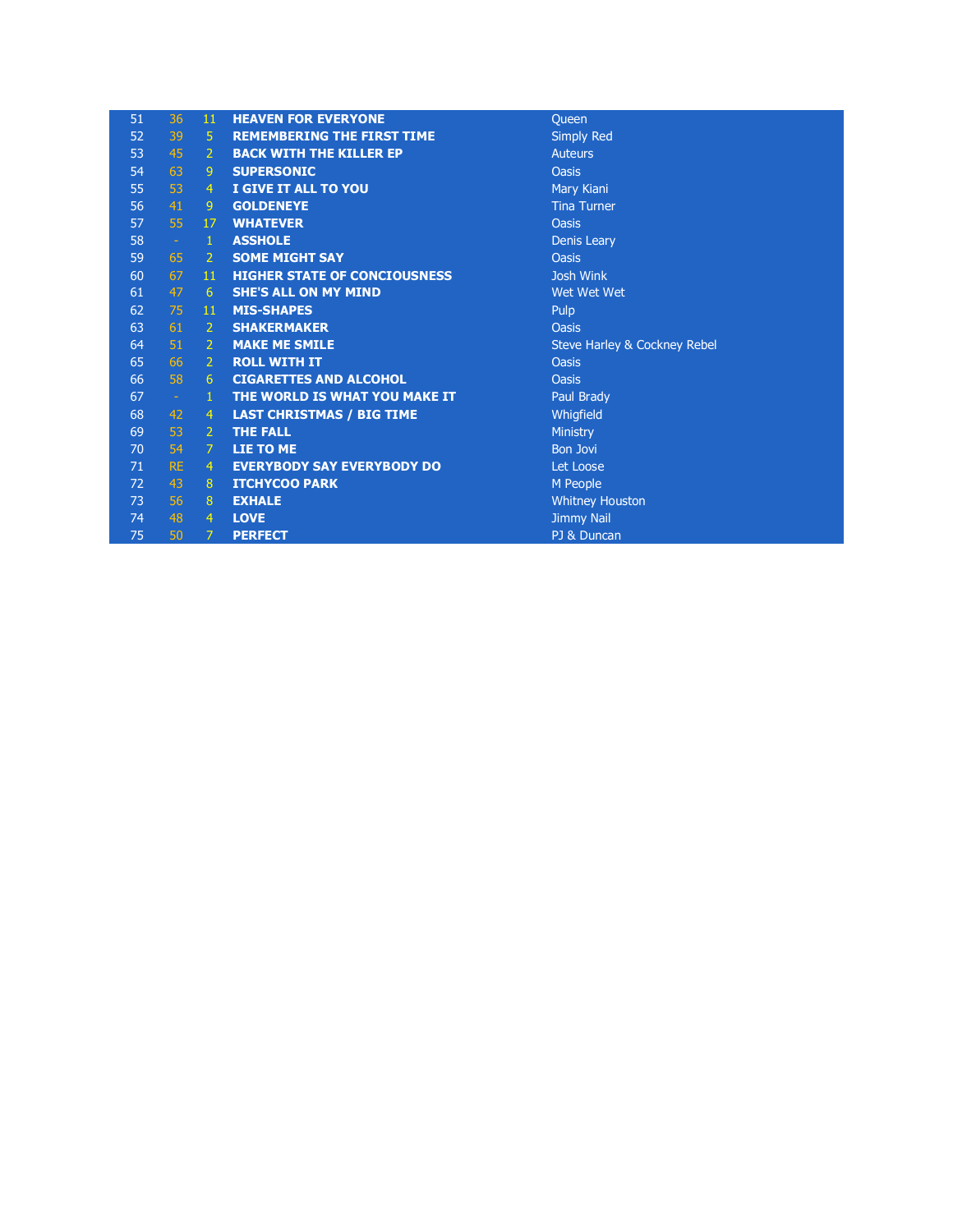| | | | | |
|---|---|---|---|---|
| 51 | 36 | 11 | **HEAVEN FOR EVERYONE** | Queen |
| 52 | 39 | 5 | **REMEMBERING THE FIRST TIME** | Simply Red |
| 53 | 45 | 2 | **BACK WITH THE KILLER EP** | Auteurs |
| 54 | 63 | 9 | **SUPERSONIC** | Oasis |
| 55 | 53 | 4 | **I GIVE IT ALL TO YOU** | Mary Kiani |
| 56 | 41 | 9 | **GOLDENEYE** | Tina Turner |
| 57 | 55 | 17 | **WHATEVER** | Oasis |
| 58 | - | 1 | **ASSHOLE** | Denis Leary |
| 59 | 65 | 2 | **SOME MIGHT SAY** | Oasis |
| 60 | 67 | 11 | **HIGHER STATE OF CONCIOUSNESS** | Josh Wink |
| 61 | 47 | 6 | **SHE'S ALL ON MY MIND** | Wet Wet Wet |
| 62 | 75 | 11 | **MIS-SHAPES** | Pulp |
| 63 | 61 | 2 | **SHAKERMAKER** | Oasis |
| 64 | 51 | 2 | **MAKE ME SMILE** | Steve Harley & Cockney Rebel |
| 65 | 66 | 2 | **ROLL WITH IT** | Oasis |
| 66 | 58 | 6 | **CIGARETTES AND ALCOHOL** | Oasis |
| 67 | - | 1 | **THE WORLD IS WHAT YOU MAKE IT** | Paul Brady |
| 68 | 42 | 4 | **LAST CHRISTMAS / BIG TIME** | Whigfield |
| 69 | 53 | 2 | **THE FALL** | Ministry |
| 70 | 54 | 7 | **LIE TO ME** | Bon Jovi |
| 71 | RE | 4 | **EVERYBODY SAY EVERYBODY DO** | Let Loose |
| 72 | 43 | 8 | **ITCHYCOO PARK** | M People |
| 73 | 56 | 8 | **EXHALE** | Whitney Houston |
| 74 | 48 | 4 | **LOVE** | Jimmy Nail |
| 75 | 50 | 7 | **PERFECT** | PJ & Duncan |